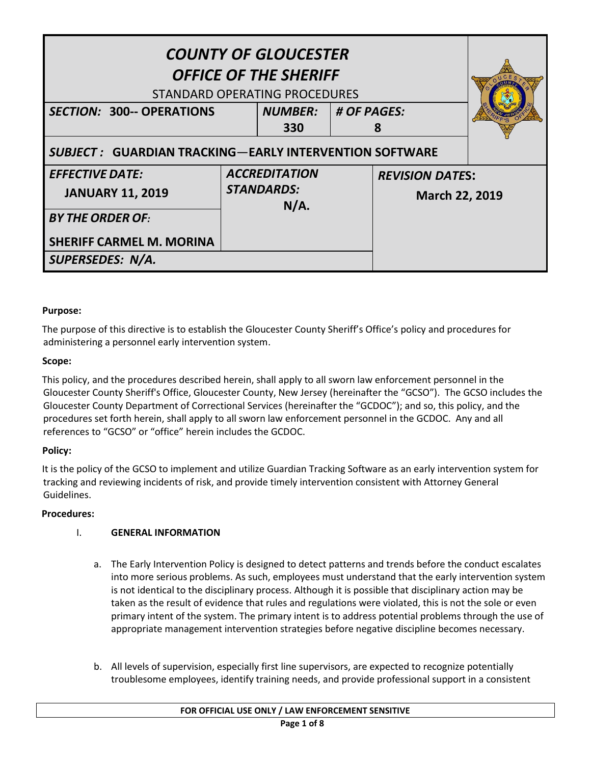| COUNTY OF GLOUCESTER OFFICE OF THE SHERIFF STANDARD OPERATING PROCEDURES | | | |
|---|---|---|---|
| ***SECTION: 300-- OPERATIONS*** | ***NUMBER:*** **330** | ***# OF PAGES:*** **8** | |
| ***SUBJECT : GUARDIAN TRACKING—EARLY INTERVENTION SOFTWARE*** | | | |
| ***EFFECTIVE DATE:*** **JANUARY 11, 2019** | ***ACCREDITATION STANDARDS:*** **N/A.** | ***REVISION DATES:*** **March 22, 2019** | |
| ***BY THE ORDER OF:*** **SHERIFF CARMEL M. MORINA** | | | |
| ***SUPERSEDES: N/A.*** | | | |

**Purpose:**

The purpose of this directive is to establish the Gloucester County Sheriff's Office's policy and procedures for administering a personnel early intervention system.

**Scope:**

This policy, and the procedures described herein, shall apply to all sworn law enforcement personnel in the Gloucester County Sheriff's Office, Gloucester County, New Jersey (hereinafter the "GCSO"). The GCSO includes the Gloucester County Department of Correctional Services (hereinafter the "GCDOC"); and so, this policy, and the procedures set forth herein, shall apply to all sworn law enforcement personnel in the GCDOC. Any and all references to "GCSO" or "office" herein includes the GCDOC.

**Policy:**

It is the policy of the GCSO to implement and utilize Guardian Tracking Software as an early intervention system for tracking and reviewing incidents of risk, and provide timely intervention consistent with Attorney General Guidelines.

**Procedures:**

I. **GENERAL INFORMATION**

a. The Early Intervention Policy is designed to detect patterns and trends before the conduct escalates into more serious problems. As such, employees must understand that the early intervention system is not identical to the disciplinary process. Although it is possible that disciplinary action may be taken as the result of evidence that rules and regulations were violated, this is not the sole or even primary intent of the system. The primary intent is to address potential problems through the use of appropriate management intervention strategies before negative discipline becomes necessary.

b. All levels of supervision, especially first line supervisors, are expected to recognize potentially troublesome employees, identify training needs, and provide professional support in a consistent

**FOR OFFICIAL USE ONLY / LAW ENFORCEMENT SENSITIVE**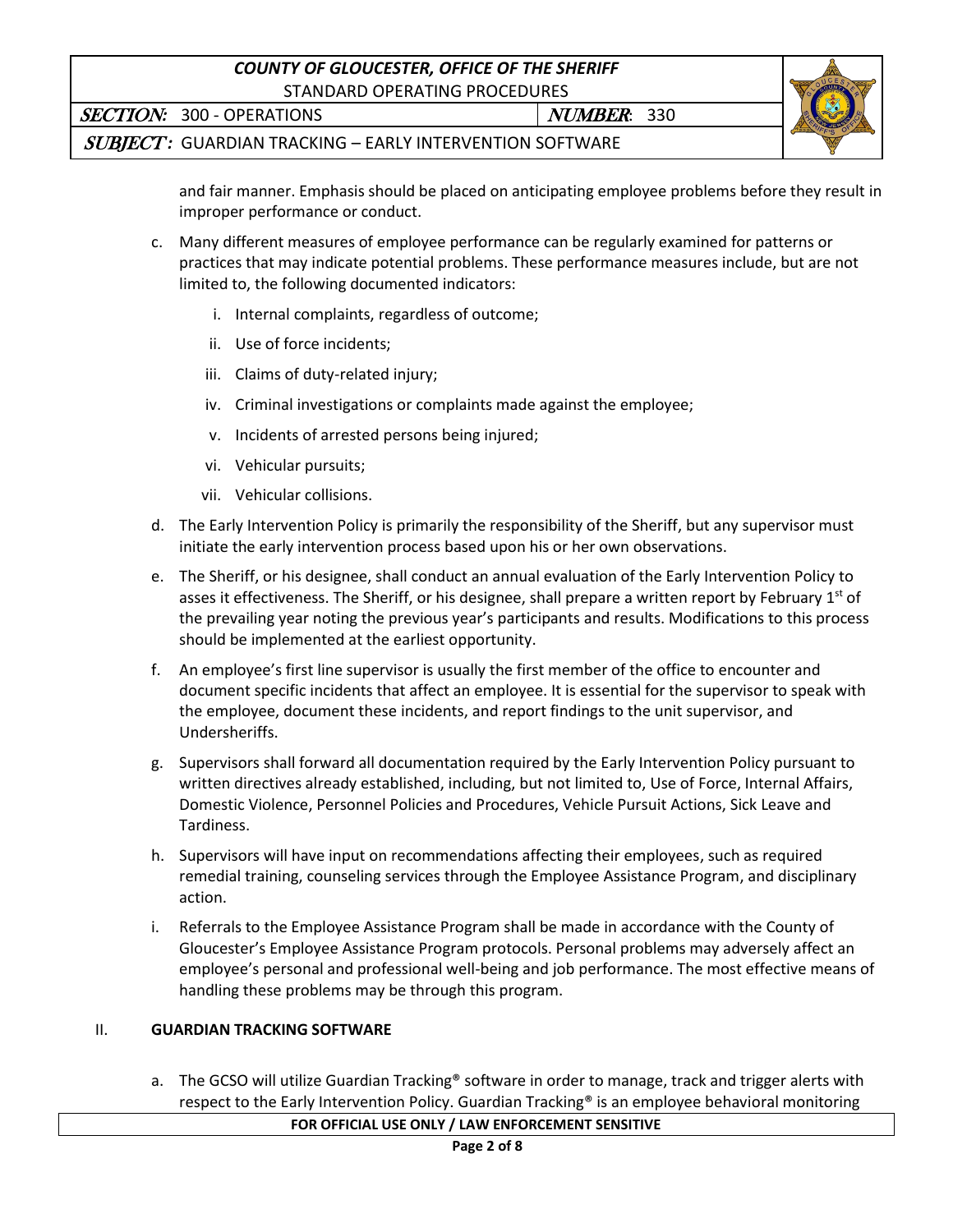and fair manner. Emphasis should be placed on anticipating employee problems before they result in improper performance or conduct.

c. Many different measures of employee performance can be regularly examined for patterns or practices that may indicate potential problems. These performance measures include, but are not limited to, the following documented indicators:

   i. Internal complaints, regardless of outcome;

   ii. Use of force incidents;

   iii. Claims of duty-related injury;

   iv. Criminal investigations or complaints made against the employee;

   v. Incidents of arrested persons being injured;

   vi. Vehicular pursuits;

   vii. Vehicular collisions.

d. The Early Intervention Policy is primarily the responsibility of the Sheriff, but any supervisor must initiate the early intervention process based upon his or her own observations.

e. The Sheriff, or his designee, shall conduct an annual evaluation of the Early Intervention Policy to asses it effectiveness. The Sheriff, or his designee, shall prepare a written report by February 1st of the prevailing year noting the previous year's participants and results. Modifications to this process should be implemented at the earliest opportunity.

f. An employee's first line supervisor is usually the first member of the office to encounter and document specific incidents that affect an employee. It is essential for the supervisor to speak with the employee, document these incidents, and report findings to the unit supervisor, and Undersheriffs.

g. Supervisors shall forward all documentation required by the Early Intervention Policy pursuant to written directives already established, including, but not limited to, Use of Force, Internal Affairs, Domestic Violence, Personnel Policies and Procedures, Vehicle Pursuit Actions, Sick Leave and Tardiness.

h. Supervisors will have input on recommendations affecting their employees, such as required remedial training, counseling services through the Employee Assistance Program, and disciplinary action.

i. Referrals to the Employee Assistance Program shall be made in accordance with the County of Gloucester's Employee Assistance Program protocols. Personal problems may adversely affect an employee's personal and professional well-being and job performance. The most effective means of handling these problems may be through this program.

## II. GUARDIAN TRACKING SOFTWARE

a. The GCSO will utilize Guardian Tracking® software in order to manage, track and trigger alerts with respect to the Early Intervention Policy. Guardian Tracking® is an employee behavioral monitoring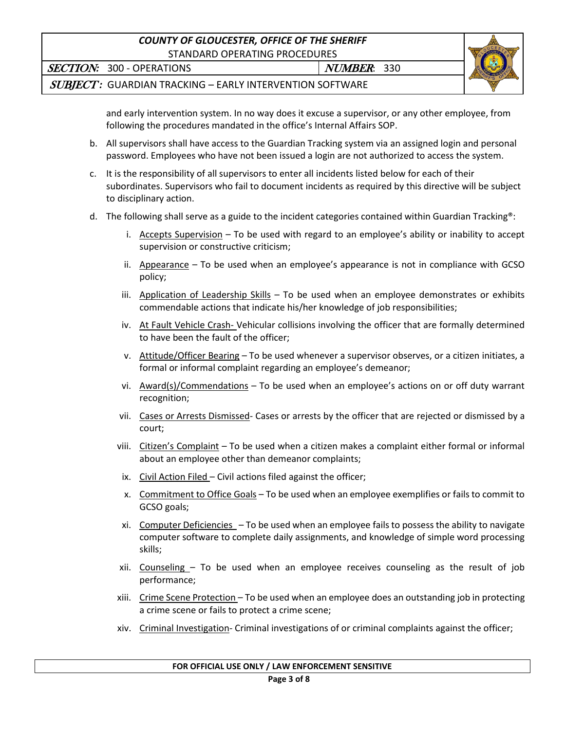and early intervention system. In no way does it excuse a supervisor, or any other employee, from following the procedures mandated in the office's Internal Affairs SOP.

b. All supervisors shall have access to the Guardian Tracking system via an assigned login and personal password. Employees who have not been issued a login are not authorized to access the system.

c. It is the responsibility of all supervisors to enter all incidents listed below for each of their subordinates. Supervisors who fail to document incidents as required by this directive will be subject to disciplinary action.

d. The following shall serve as a guide to the incident categories contained within Guardian Tracking®:

   i. Accepts Supervision – To be used with regard to an employee's ability or inability to accept supervision or constructive criticism;

   ii. Appearance – To be used when an employee's appearance is not in compliance with GCSO policy;

   iii. Application of Leadership Skills – To be used when an employee demonstrates or exhibits commendable actions that indicate his/her knowledge of job responsibilities;

   iv. At Fault Vehicle Crash- Vehicular collisions involving the officer that are formally determined to have been the fault of the officer;

   v. Attitude/Officer Bearing – To be used whenever a supervisor observes, or a citizen initiates, a formal or informal complaint regarding an employee's demeanor;

   vi. Award(s)/Commendations – To be used when an employee's actions on or off duty warrant recognition;

   vii. Cases or Arrests Dismissed- Cases or arrests by the officer that are rejected or dismissed by a court;

   viii. Citizen's Complaint – To be used when a citizen makes a complaint either formal or informal about an employee other than demeanor complaints;

   ix. Civil Action Filed – Civil actions filed against the officer;

   x. Commitment to Office Goals – To be used when an employee exemplifies or fails to commit to GCSO goals;

   xi. Computer Deficiencies – To be used when an employee fails to possess the ability to navigate computer software to complete daily assignments, and knowledge of simple word processing skills;

   xii. Counseling – To be used when an employee receives counseling as the result of job performance;

   xiii. Crime Scene Protection – To be used when an employee does an outstanding job in protecting a crime scene or fails to protect a crime scene;

   xiv. Criminal Investigation- Criminal investigations of or criminal complaints against the officer;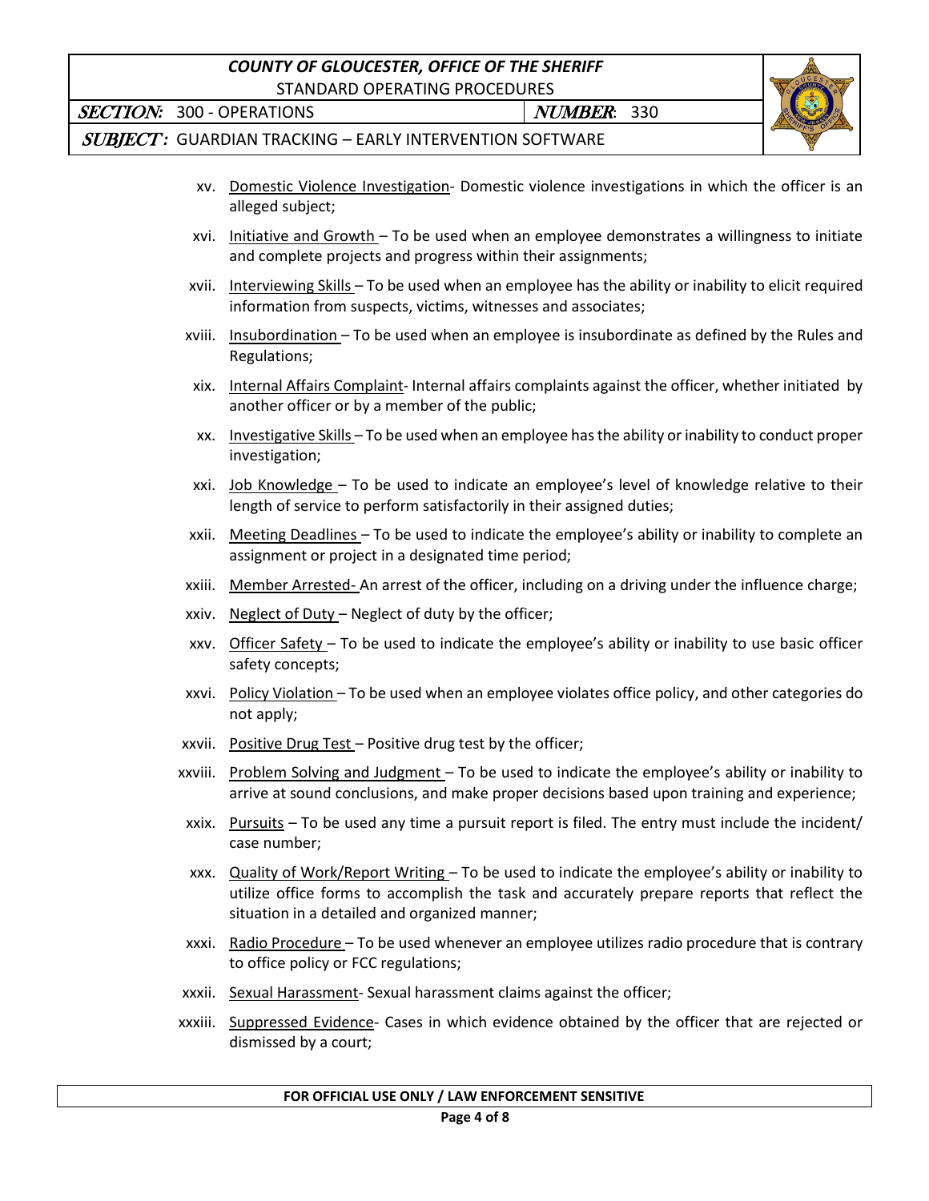xv. Domestic Violence Investigation- Domestic violence investigations in which the officer is an alleged subject;

xvi. Initiative and Growth – To be used when an employee demonstrates a willingness to initiate and complete projects and progress within their assignments;

xvii. Interviewing Skills – To be used when an employee has the ability or inability to elicit required information from suspects, victims, witnesses and associates;

xviii. Insubordination – To be used when an employee is insubordinate as defined by the Rules and Regulations;

xix. Internal Affairs Complaint- Internal affairs complaints against the officer, whether initiated by another officer or by a member of the public;

xx. Investigative Skills – To be used when an employee has the ability or inability to conduct proper investigation;

xxi. Job Knowledge – To be used to indicate an employee's level of knowledge relative to their length of service to perform satisfactorily in their assigned duties;

xxii. Meeting Deadlines – To be used to indicate the employee's ability or inability to complete an assignment or project in a designated time period;

xxiii. Member Arrested- An arrest of the officer, including on a driving under the influence charge;

xxiv. Neglect of Duty – Neglect of duty by the officer;

xxv. Officer Safety – To be used to indicate the employee's ability or inability to use basic officer safety concepts;

xxvi. Policy Violation – To be used when an employee violates office policy, and other categories do not apply;

xxvii. Positive Drug Test – Positive drug test by the officer;

xxviii. Problem Solving and Judgment – To be used to indicate the employee's ability or inability to arrive at sound conclusions, and make proper decisions based upon training and experience;

xxix. Pursuits – To be used any time a pursuit report is filed. The entry must include the incident/ case number;

xxx. Quality of Work/Report Writing – To be used to indicate the employee's ability or inability to utilize office forms to accomplish the task and accurately prepare reports that reflect the situation in a detailed and organized manner;

xxxi. Radio Procedure – To be used whenever an employee utilizes radio procedure that is contrary to office policy or FCC regulations;

xxxii. Sexual Harassment- Sexual harassment claims against the officer;

xxxiii. Suppressed Evidence- Cases in which evidence obtained by the officer that are rejected or dismissed by a court;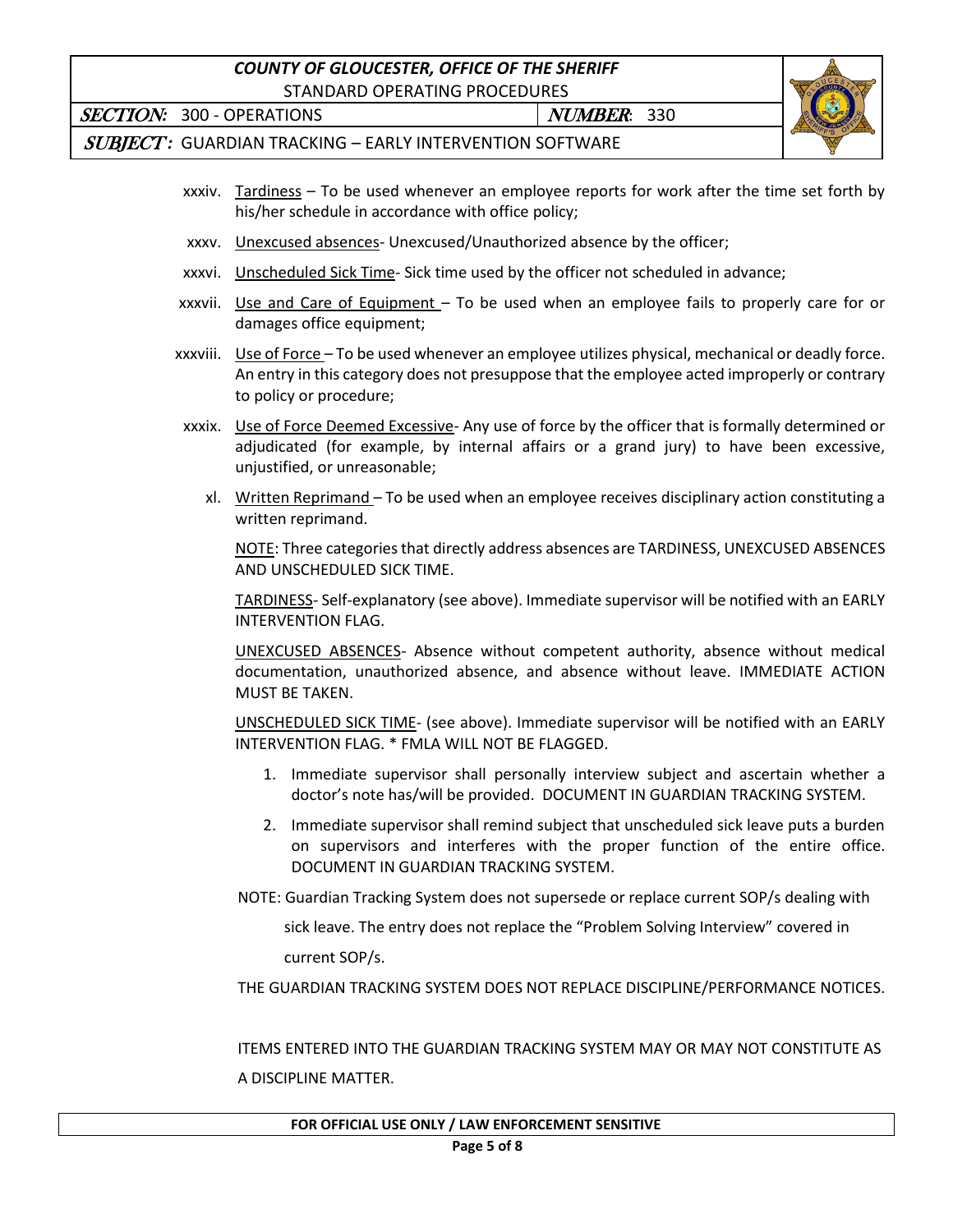xxxiv. Tardiness – To be used whenever an employee reports for work after the time set forth by his/her schedule in accordance with office policy;

xxxv. Unexcused absences- Unexcused/Unauthorized absence by the officer;

xxxvi. Unscheduled Sick Time- Sick time used by the officer not scheduled in advance;

xxxvii. Use and Care of Equipment – To be used when an employee fails to properly care for or damages office equipment;

xxxviii. Use of Force – To be used whenever an employee utilizes physical, mechanical or deadly force. An entry in this category does not presuppose that the employee acted improperly or contrary to policy or procedure;

xxxix. Use of Force Deemed Excessive- Any use of force by the officer that is formally determined or adjudicated (for example, by internal affairs or a grand jury) to have been excessive, unjustified, or unreasonable;

xl. Written Reprimand – To be used when an employee receives disciplinary action constituting a written reprimand.

NOTE: Three categories that directly address absences are TARDINESS, UNEXCUSED ABSENCES AND UNSCHEDULED SICK TIME.

TARDINESS- Self-explanatory (see above). Immediate supervisor will be notified with an EARLY INTERVENTION FLAG.

UNEXCUSED ABSENCES- Absence without competent authority, absence without medical documentation, unauthorized absence, and absence without leave. IMMEDIATE ACTION MUST BE TAKEN.

UNSCHEDULED SICK TIME- (see above). Immediate supervisor will be notified with an EARLY INTERVENTION FLAG. * FMLA WILL NOT BE FLAGGED.

1. Immediate supervisor shall personally interview subject and ascertain whether a doctor's note has/will be provided. DOCUMENT IN GUARDIAN TRACKING SYSTEM.
2. Immediate supervisor shall remind subject that unscheduled sick leave puts a burden on supervisors and interferes with the proper function of the entire office. DOCUMENT IN GUARDIAN TRACKING SYSTEM.

NOTE: Guardian Tracking System does not supersede or replace current SOP/s dealing with sick leave. The entry does not replace the "Problem Solving Interview" covered in current SOP/s.

THE GUARDIAN TRACKING SYSTEM DOES NOT REPLACE DISCIPLINE/PERFORMANCE NOTICES.

ITEMS ENTERED INTO THE GUARDIAN TRACKING SYSTEM MAY OR MAY NOT CONSTITUTE AS A DISCIPLINE MATTER.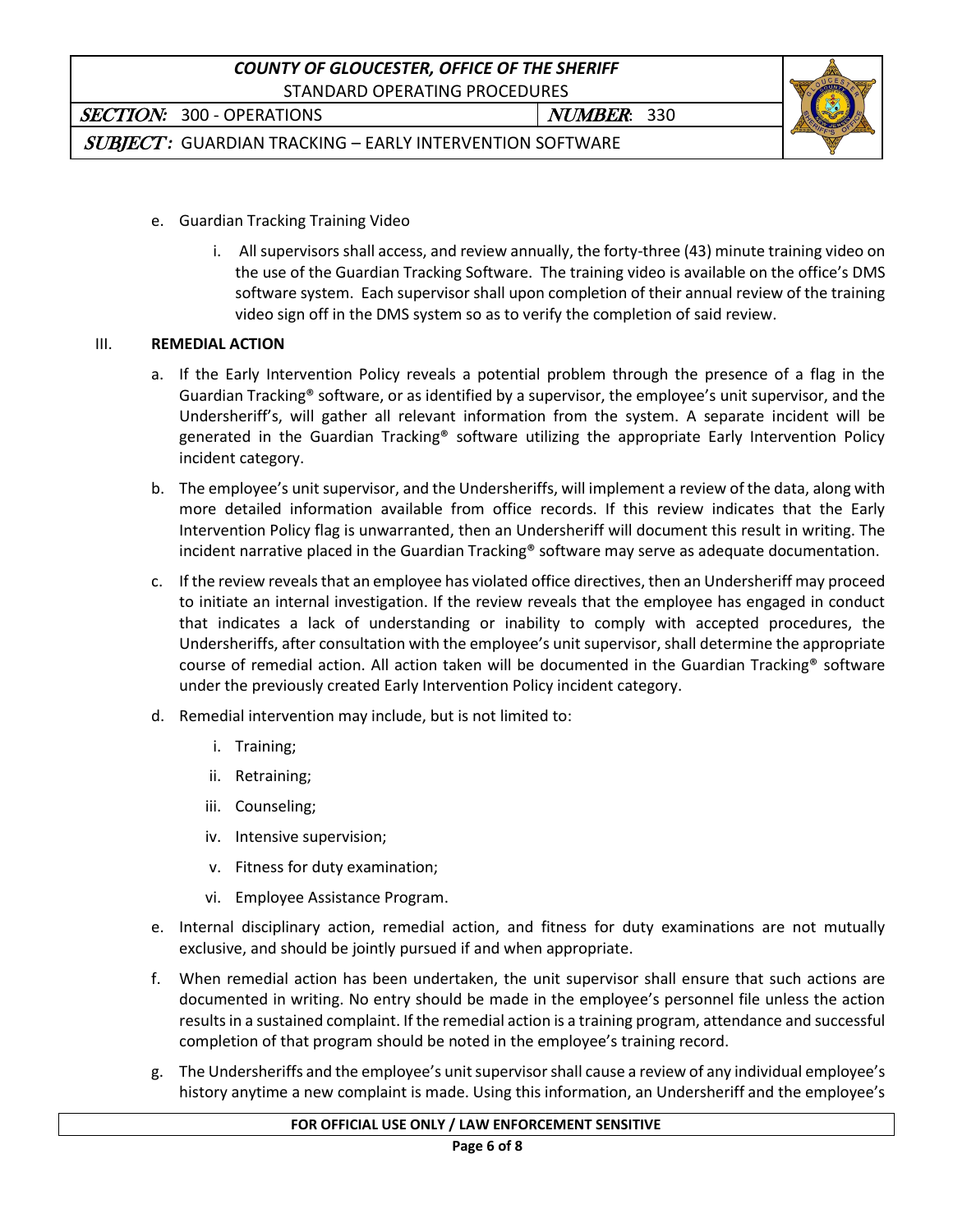e. Guardian Tracking Training Video

   i. All supervisors shall access, and review annually, the forty-three (43) minute training video on the use of the Guardian Tracking Software. The training video is available on the office's DMS software system. Each supervisor shall upon completion of their annual review of the training video sign off in the DMS system so as to verify the completion of said review.

## III. REMEDIAL ACTION

a. If the Early Intervention Policy reveals a potential problem through the presence of a flag in the Guardian Tracking® software, or as identified by a supervisor, the employee's unit supervisor, and the Undersheriff's, will gather all relevant information from the system. A separate incident will be generated in the Guardian Tracking® software utilizing the appropriate Early Intervention Policy incident category.

b. The employee's unit supervisor, and the Undersheriffs, will implement a review of the data, along with more detailed information available from office records. If this review indicates that the Early Intervention Policy flag is unwarranted, then an Undersheriff will document this result in writing. The incident narrative placed in the Guardian Tracking® software may serve as adequate documentation.

c. If the review reveals that an employee has violated office directives, then an Undersheriff may proceed to initiate an internal investigation. If the review reveals that the employee has engaged in conduct that indicates a lack of understanding or inability to comply with accepted procedures, the Undersheriffs, after consultation with the employee's unit supervisor, shall determine the appropriate course of remedial action. All action taken will be documented in the Guardian Tracking® software under the previously created Early Intervention Policy incident category.

d. Remedial intervention may include, but is not limited to:

   i. Training;

   ii. Retraining;

   iii. Counseling;

   iv. Intensive supervision;

   v. Fitness for duty examination;

   vi. Employee Assistance Program.

e. Internal disciplinary action, remedial action, and fitness for duty examinations are not mutually exclusive, and should be jointly pursued if and when appropriate.

f. When remedial action has been undertaken, the unit supervisor shall ensure that such actions are documented in writing. No entry should be made in the employee's personnel file unless the action results in a sustained complaint. If the remedial action is a training program, attendance and successful completion of that program should be noted in the employee's training record.

g. The Undersheriffs and the employee's unit supervisor shall cause a review of any individual employee's history anytime a new complaint is made. Using this information, an Undersheriff and the employee's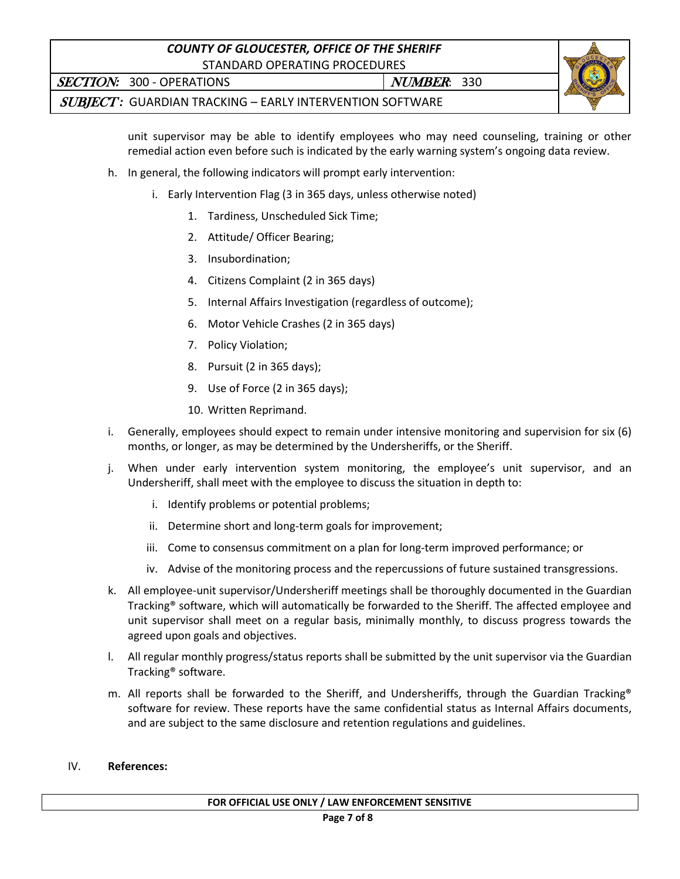unit supervisor may be able to identify employees who may need counseling, training or other remedial action even before such is indicated by the early warning system's ongoing data review.

h. In general, the following indicators will prompt early intervention:

   i. Early Intervention Flag (3 in 365 days, unless otherwise noted)

      1. Tardiness, Unscheduled Sick Time;
      2. Attitude/ Officer Bearing;
      3. Insubordination;
      4. Citizens Complaint (2 in 365 days)
      5. Internal Affairs Investigation (regardless of outcome);
      6. Motor Vehicle Crashes (2 in 365 days)
      7. Policy Violation;
      8. Pursuit (2 in 365 days);
      9. Use of Force (2 in 365 days);
      10. Written Reprimand.

i. Generally, employees should expect to remain under intensive monitoring and supervision for six (6) months, or longer, as may be determined by the Undersheriffs, or the Sheriff.

j. When under early intervention system monitoring, the employee's unit supervisor, and an Undersheriff, shall meet with the employee to discuss the situation in depth to:

   i. Identify problems or potential problems;
   ii. Determine short and long-term goals for improvement;
   iii. Come to consensus commitment on a plan for long-term improved performance; or
   iv. Advise of the monitoring process and the repercussions of future sustained transgressions.

k. All employee-unit supervisor/Undersheriff meetings shall be thoroughly documented in the Guardian Tracking® software, which will automatically be forwarded to the Sheriff. The affected employee and unit supervisor shall meet on a regular basis, minimally monthly, to discuss progress towards the agreed upon goals and objectives.

l. All regular monthly progress/status reports shall be submitted by the unit supervisor via the Guardian Tracking® software.

m. All reports shall be forwarded to the Sheriff, and Undersheriffs, through the Guardian Tracking® software for review. These reports have the same confidential status as Internal Affairs documents, and are subject to the same disclosure and retention regulations and guidelines.

IV. **References:**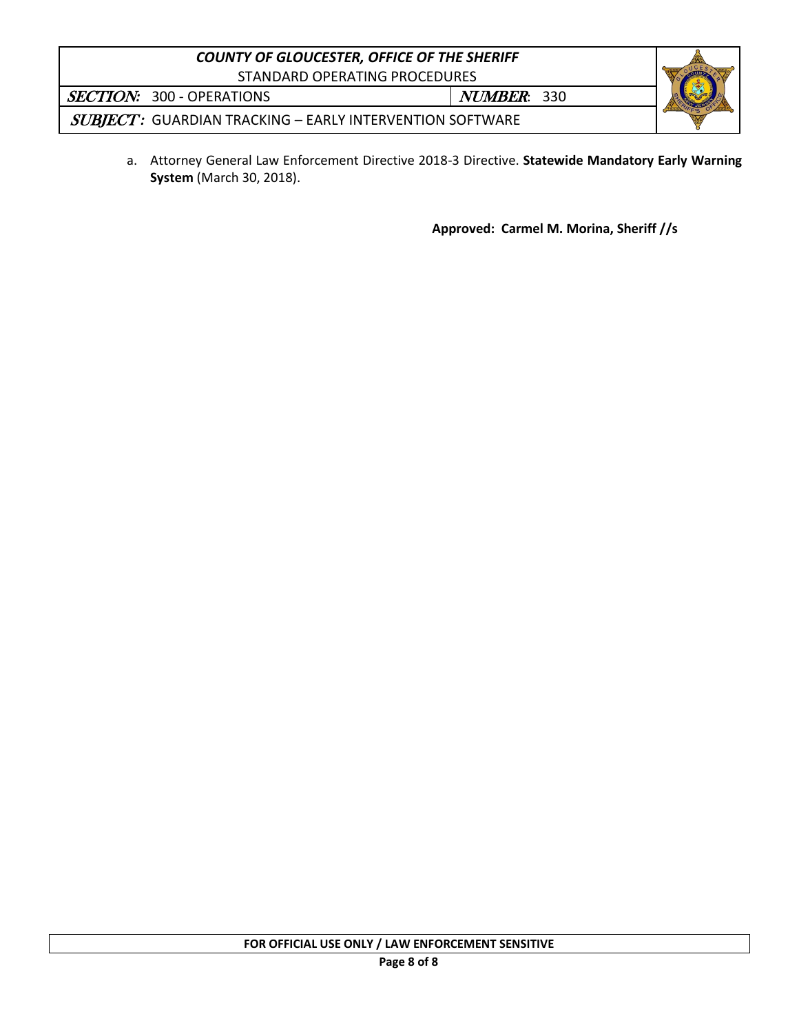a. Attorney General Law Enforcement Directive 2018-3 Directive. **Statewide Mandatory Early Warning System** (March 30, 2018).

**Approved: Carmel M. Morina, Sheriff //s**

**FOR OFFICIAL USE ONLY / LAW ENFORCEMENT SENSITIVE**